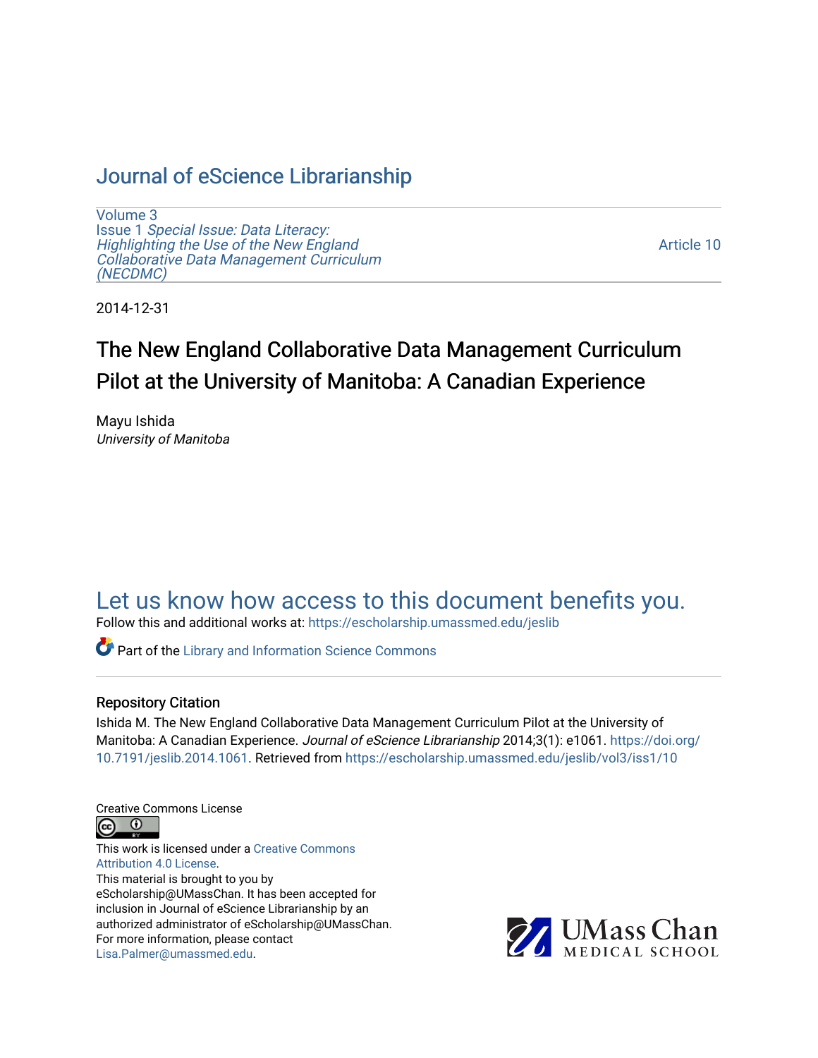# Journal of eScience Librarianship

Volume 3
Issue 1 *Special Issue: Data Literacy: Highlighting the Use of the New England Collaborative Data Management Curriculum (NECDMC)*

Article 10

2014-12-31

## The New England Collaborative Data Management Curriculum Pilot at the University of Manitoba: A Canadian Experience

Mayu Ishida
*University of Manitoba*

## Let us know how access to this document benefits you.

Follow this and additional works at: https://escholarship.umassmed.edu/jeslib

Part of the Library and Information Science Commons

### Repository Citation

Ishida M. The New England Collaborative Data Management Curriculum Pilot at the University of Manitoba: A Canadian Experience. *Journal of eScience Librarianship* 2014;3(1): e1061. https://doi.org/10.7191/jeslib.2014.1061. Retrieved from https://escholarship.umassmed.edu/jeslib/vol3/iss1/10

Creative Commons License

This work is licensed under a Creative Commons Attribution 4.0 License.
This material is brought to you by eScholarship@UMassChan. It has been accepted for inclusion in Journal of eScience Librarianship by an authorized administrator of eScholarship@UMassChan. For more information, please contact Lisa.Palmer@umassmed.edu.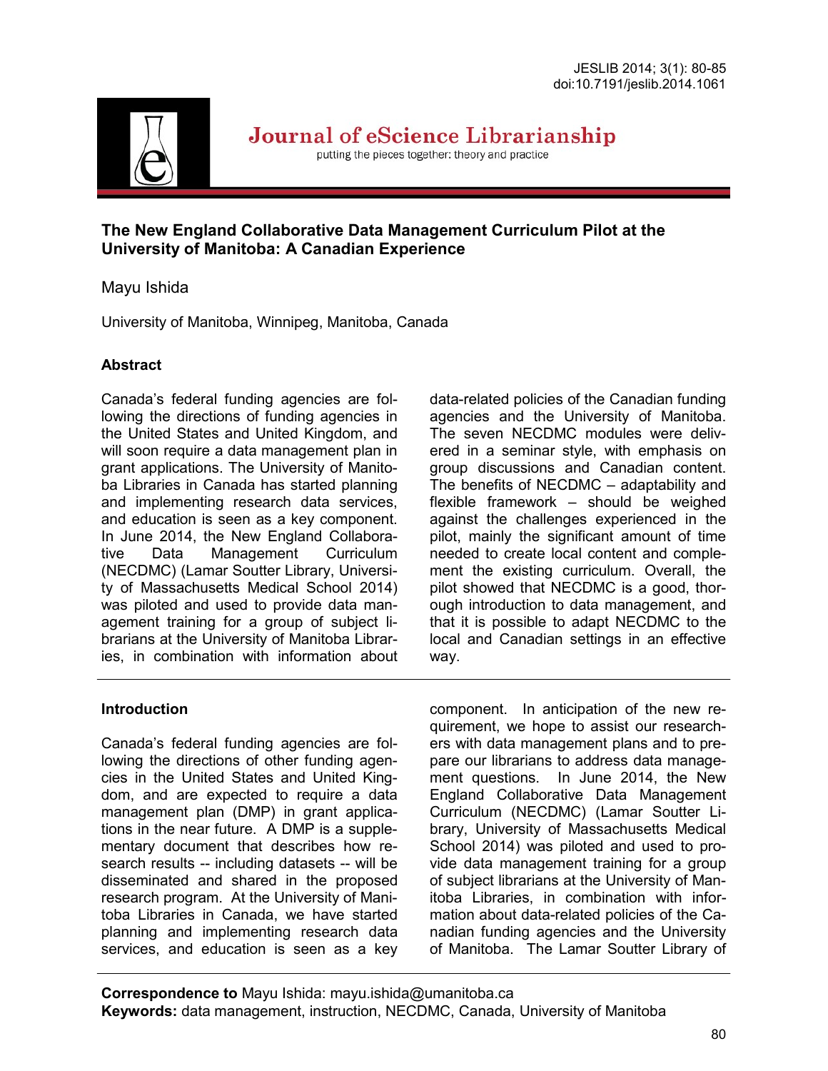# The New England Collaborative Data Management Curriculum Pilot at the University of Manitoba: A Canadian Experience

Mayu Ishida

University of Manitoba, Winnipeg, Manitoba, Canada

## Abstract

Canada's federal funding agencies are following the directions of funding agencies in the United States and United Kingdom, and will soon require a data management plan in grant applications. The University of Manitoba Libraries in Canada has started planning and implementing research data services, and education is seen as a key component. In June 2014, the New England Collaborative Data Management Curriculum (NECDMC) (Lamar Soutter Library, University of Massachusetts Medical School 2014) was piloted and used to provide data management training for a group of subject librarians at the University of Manitoba Libraries, in combination with information about data-related policies of the Canadian funding agencies and the University of Manitoba. The seven NECDMC modules were delivered in a seminar style, with emphasis on group discussions and Canadian content. The benefits of NECDMC – adaptability and flexible framework – should be weighed against the challenges experienced in the pilot, mainly the significant amount of time needed to create local content and complement the existing curriculum. Overall, the pilot showed that NECDMC is a good, thorough introduction to data management, and that it is possible to adapt NECDMC to the local and Canadian settings in an effective way.

## Introduction

Canada's federal funding agencies are following the directions of other funding agencies in the United States and United Kingdom, and are expected to require a data management plan (DMP) in grant applications in the near future. A DMP is a supplementary document that describes how research results -- including datasets -- will be disseminated and shared in the proposed research program. At the University of Manitoba Libraries in Canada, we have started planning and implementing research data services, and education is seen as a key component. In anticipation of the new requirement, we hope to assist our researchers with data management plans and to prepare our librarians to address data management questions. In June 2014, the New England Collaborative Data Management Curriculum (NECDMC) (Lamar Soutter Library, University of Massachusetts Medical School 2014) was piloted and used to provide data management training for a group of subject librarians at the University of Manitoba Libraries, in combination with information about data-related policies of the Canadian funding agencies and the University of Manitoba. The Lamar Soutter Library of

**Correspondence to** Mayu Ishida: mayu.ishida@umanitoba.ca
**Keywords:** data management, instruction, NECDMC, Canada, University of Manitoba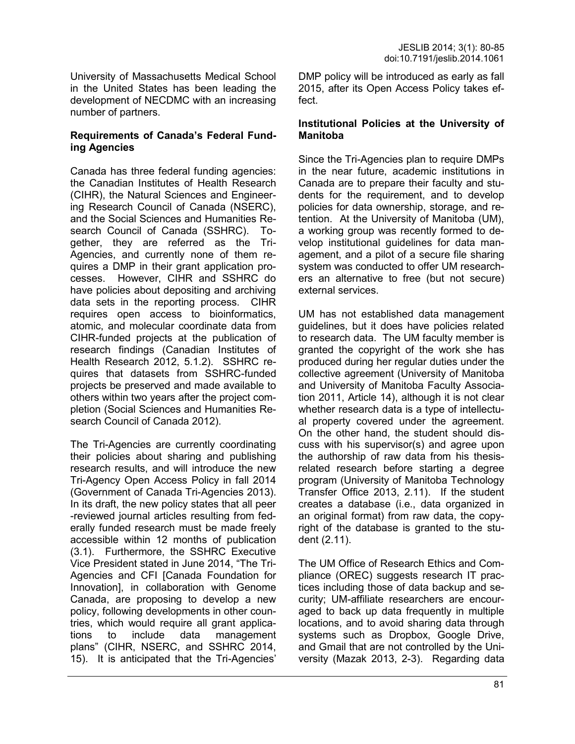University of Massachusetts Medical School in the United States has been leading the development of NECDMC with an increasing number of partners.

**Requirements of Canada's Federal Funding Agencies**

Canada has three federal funding agencies: the Canadian Institutes of Health Research (CIHR), the Natural Sciences and Engineering Research Council of Canada (NSERC), and the Social Sciences and Humanities Research Council of Canada (SSHRC). Together, they are referred as the Tri-Agencies, and currently none of them requires a DMP in their grant application processes. However, CIHR and SSHRC do have policies about depositing and archiving data sets in the reporting process. CIHR requires open access to bioinformatics, atomic, and molecular coordinate data from CIHR-funded projects at the publication of research findings (Canadian Institutes of Health Research 2012, 5.1.2). SSHRC requires that datasets from SSHRC-funded projects be preserved and made available to others within two years after the project completion (Social Sciences and Humanities Research Council of Canada 2012).

The Tri-Agencies are currently coordinating their policies about sharing and publishing research results, and will introduce the new Tri-Agency Open Access Policy in fall 2014 (Government of Canada Tri-Agencies 2013). In its draft, the new policy states that all peer-reviewed journal articles resulting from federally funded research must be made freely accessible within 12 months of publication (3.1). Furthermore, the SSHRC Executive Vice President stated in June 2014, "The Tri-Agencies and CFI [Canada Foundation for Innovation], in collaboration with Genome Canada, are proposing to develop a new policy, following developments in other countries, which would require all grant applications to include data management plans" (CIHR, NSERC, and SSHRC 2014, 15). It is anticipated that the Tri-Agencies' DMP policy will be introduced as early as fall 2015, after its Open Access Policy takes effect.

**Institutional Policies at the University of Manitoba**

Since the Tri-Agencies plan to require DMPs in the near future, academic institutions in Canada are to prepare their faculty and students for the requirement, and to develop policies for data ownership, storage, and retention. At the University of Manitoba (UM), a working group was recently formed to develop institutional guidelines for data management, and a pilot of a secure file sharing system was conducted to offer UM researchers an alternative to free (but not secure) external services.

UM has not established data management guidelines, but it does have policies related to research data. The UM faculty member is granted the copyright of the work she has produced during her regular duties under the collective agreement (University of Manitoba and University of Manitoba Faculty Association 2011, Article 14), although it is not clear whether research data is a type of intellectual property covered under the agreement. On the other hand, the student should discuss with his supervisor(s) and agree upon the authorship of raw data from his thesis-related research before starting a degree program (University of Manitoba Technology Transfer Office 2013, 2.11). If the student creates a database (i.e., data organized in an original format) from raw data, the copyright of the database is granted to the student (2.11).

The UM Office of Research Ethics and Compliance (OREC) suggests research IT practices including those of data backup and security; UM-affiliate researchers are encouraged to back up data frequently in multiple locations, and to avoid sharing data through systems such as Dropbox, Google Drive, and Gmail that are not controlled by the University (Mazak 2013, 2-3). Regarding data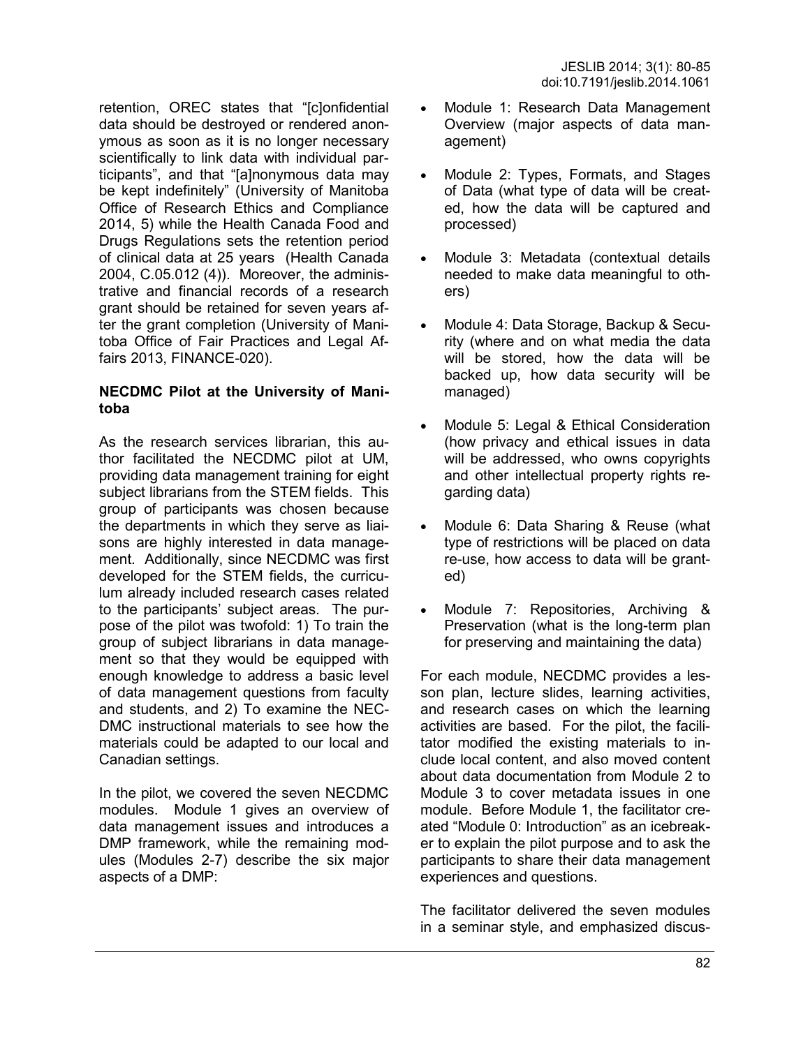retention, OREC states that "[c]onfidential data should be destroyed or rendered anonymous as soon as it is no longer necessary scientifically to link data with individual participants", and that "[a]nonymous data may be kept indefinitely" (University of Manitoba Office of Research Ethics and Compliance 2014, 5) while the Health Canada Food and Drugs Regulations sets the retention period of clinical data at 25 years (Health Canada 2004, C.05.012 (4)). Moreover, the administrative and financial records of a research grant should be retained for seven years after the grant completion (University of Manitoba Office of Fair Practices and Legal Affairs 2013, FINANCE-020).

**NECDMC Pilot at the University of Manitoba**

As the research services librarian, this author facilitated the NECDMC pilot at UM, providing data management training for eight subject librarians from the STEM fields. This group of participants was chosen because the departments in which they serve as liaisons are highly interested in data management. Additionally, since NECDMC was first developed for the STEM fields, the curriculum already included research cases related to the participants' subject areas. The purpose of the pilot was twofold: 1) To train the group of subject librarians in data management so that they would be equipped with enough knowledge to address a basic level of data management questions from faculty and students, and 2) To examine the NECDMC instructional materials to see how the materials could be adapted to our local and Canadian settings.

In the pilot, we covered the seven NECDMC modules. Module 1 gives an overview of data management issues and introduces a DMP framework, while the remaining modules (Modules 2-7) describe the six major aspects of a DMP:

- Module 1: Research Data Management Overview (major aspects of data management)
- Module 2: Types, Formats, and Stages of Data (what type of data will be created, how the data will be captured and processed)
- Module 3: Metadata (contextual details needed to make data meaningful to others)
- Module 4: Data Storage, Backup & Security (where and on what media the data will be stored, how the data will be backed up, how data security will be managed)
- Module 5: Legal & Ethical Consideration (how privacy and ethical issues in data will be addressed, who owns copyrights and other intellectual property rights regarding data)
- Module 6: Data Sharing & Reuse (what type of restrictions will be placed on data re-use, how access to data will be granted)
- Module 7: Repositories, Archiving & Preservation (what is the long-term plan for preserving and maintaining the data)

For each module, NECDMC provides a lesson plan, lecture slides, learning activities, and research cases on which the learning activities are based. For the pilot, the facilitator modified the existing materials to include local content, and also moved content about data documentation from Module 2 to Module 3 to cover metadata issues in one module. Before Module 1, the facilitator created "Module 0: Introduction" as an icebreaker to explain the pilot purpose and to ask the participants to share their data management experiences and questions.

The facilitator delivered the seven modules in a seminar style, and emphasized discus-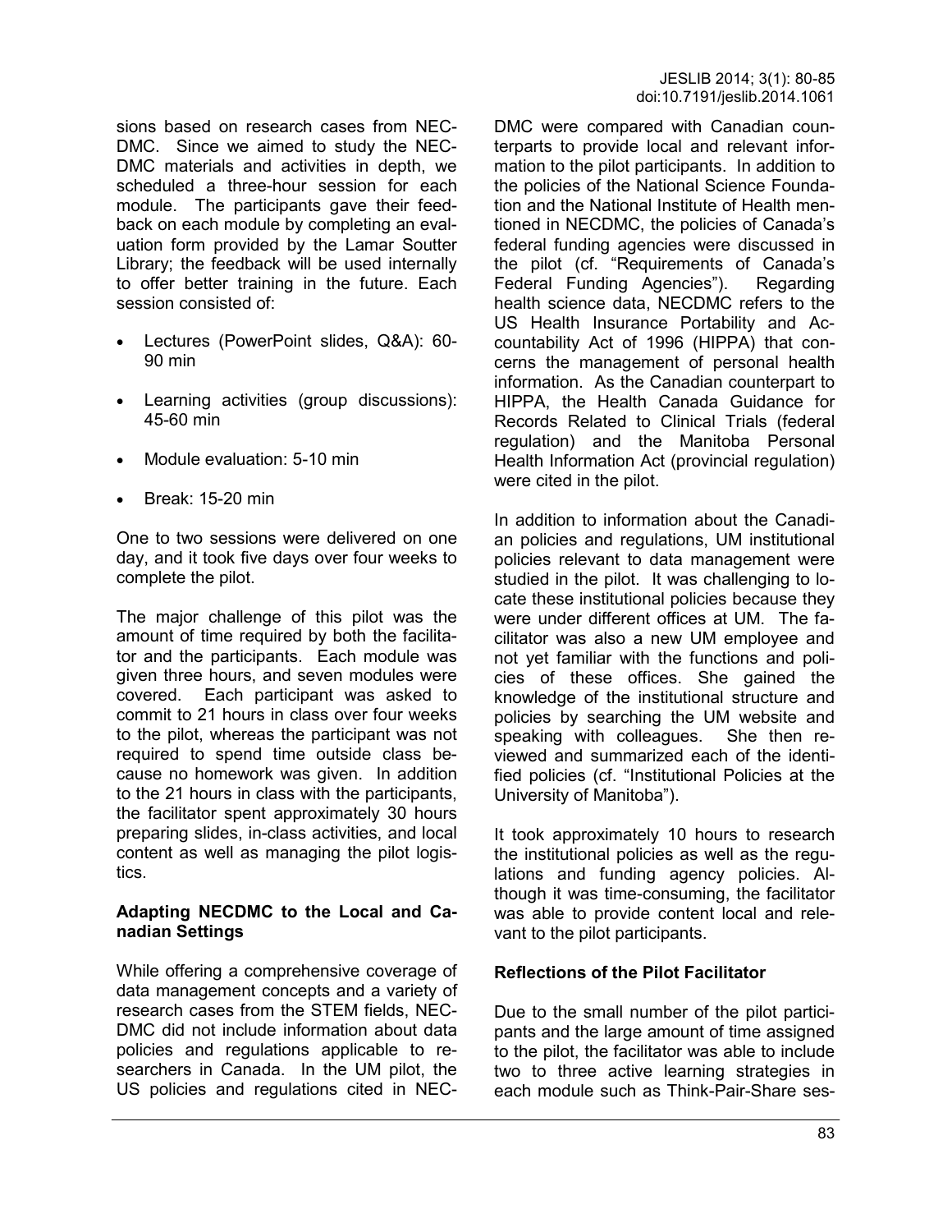sions based on research cases from NECDMC. Since we aimed to study the NECDMC materials and activities in depth, we scheduled a three-hour session for each module. The participants gave their feedback on each module by completing an evaluation form provided by the Lamar Soutter Library; the feedback will be used internally to offer better training in the future. Each session consisted of:

- Lectures (PowerPoint slides, Q&A): 60-90 min
- Learning activities (group discussions): 45-60 min
- Module evaluation: 5-10 min
- Break: 15-20 min

One to two sessions were delivered on one day, and it took five days over four weeks to complete the pilot.

The major challenge of this pilot was the amount of time required by both the facilitator and the participants. Each module was given three hours, and seven modules were covered. Each participant was asked to commit to 21 hours in class over four weeks to the pilot, whereas the participant was not required to spend time outside class because no homework was given. In addition to the 21 hours in class with the participants, the facilitator spent approximately 30 hours preparing slides, in-class activities, and local content as well as managing the pilot logistics.

### Adapting NECDMC to the Local and Canadian Settings

While offering a comprehensive coverage of data management concepts and a variety of research cases from the STEM fields, NECDMC did not include information about data policies and regulations applicable to researchers in Canada. In the UM pilot, the US policies and regulations cited in NECDMC were compared with Canadian counterparts to provide local and relevant information to the pilot participants. In addition to the policies of the National Science Foundation and the National Institute of Health mentioned in NECDMC, the policies of Canada's federal funding agencies were discussed in the pilot (cf. "Requirements of Canada's Federal Funding Agencies"). Regarding health science data, NECDMC refers to the US Health Insurance Portability and Accountability Act of 1996 (HIPPA) that concerns the management of personal health information. As the Canadian counterpart to HIPPA, the Health Canada Guidance for Records Related to Clinical Trials (federal regulation) and the Manitoba Personal Health Information Act (provincial regulation) were cited in the pilot.

In addition to information about the Canadian policies and regulations, UM institutional policies relevant to data management were studied in the pilot. It was challenging to locate these institutional policies because they were under different offices at UM. The facilitator was also a new UM employee and not yet familiar with the functions and policies of these offices. She gained the knowledge of the institutional structure and policies by searching the UM website and speaking with colleagues. She then reviewed and summarized each of the identified policies (cf. "Institutional Policies at the University of Manitoba").

It took approximately 10 hours to research the institutional policies as well as the regulations and funding agency policies. Although it was time-consuming, the facilitator was able to provide content local and relevant to the pilot participants.

### Reflections of the Pilot Facilitator

Due to the small number of the pilot participants and the large amount of time assigned to the pilot, the facilitator was able to include two to three active learning strategies in each module such as Think-Pair-Share ses-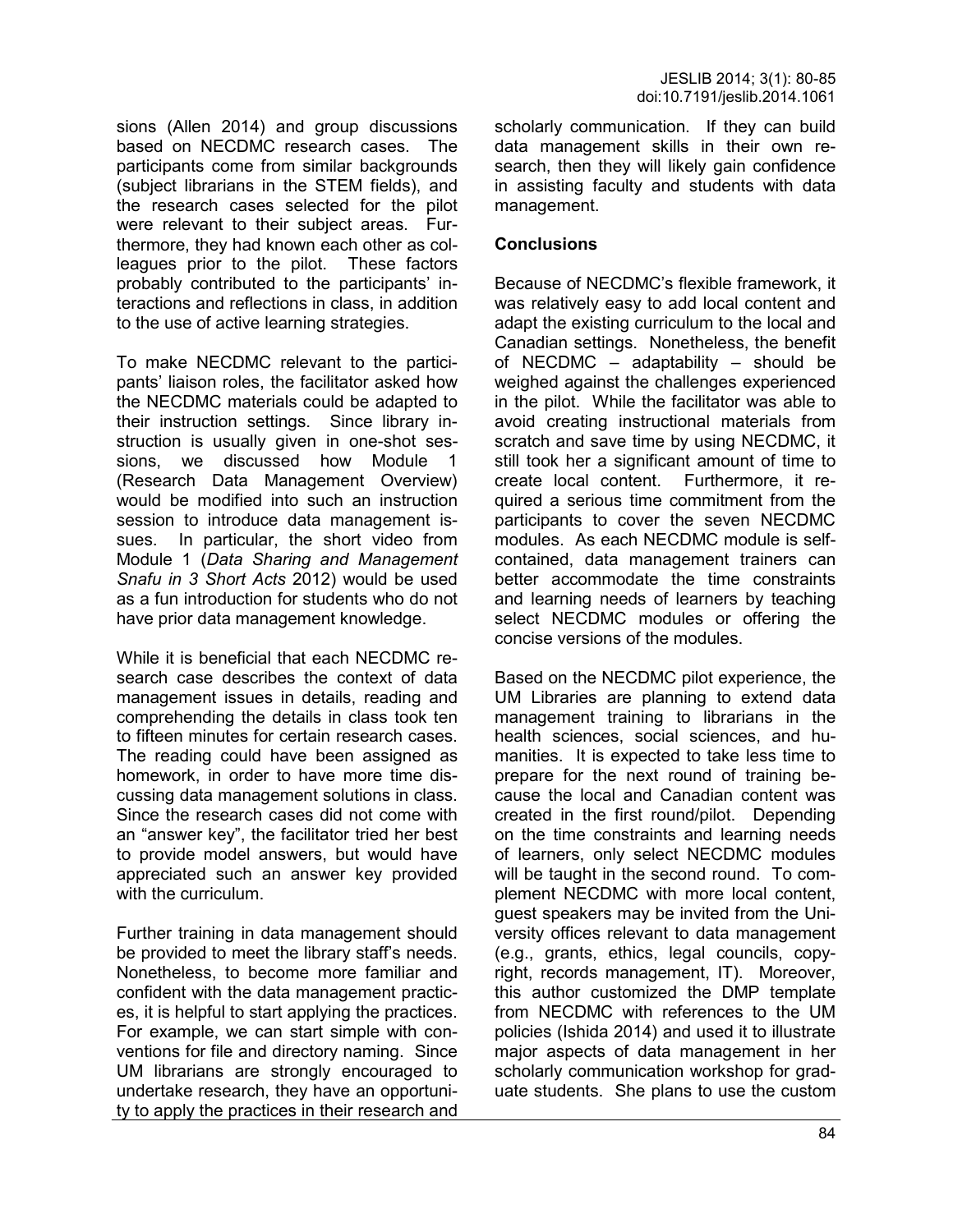sions (Allen 2014) and group discussions based on NECDMC research cases. The participants come from similar backgrounds (subject librarians in the STEM fields), and the research cases selected for the pilot were relevant to their subject areas. Furthermore, they had known each other as colleagues prior to the pilot. These factors probably contributed to the participants' interactions and reflections in class, in addition to the use of active learning strategies.

To make NECDMC relevant to the participants' liaison roles, the facilitator asked how the NECDMC materials could be adapted to their instruction settings. Since library instruction is usually given in one-shot sessions, we discussed how Module 1 (Research Data Management Overview) would be modified into such an instruction session to introduce data management issues. In particular, the short video from Module 1 (*Data Sharing and Management Snafu in 3 Short Acts* 2012) would be used as a fun introduction for students who do not have prior data management knowledge.

While it is beneficial that each NECDMC research case describes the context of data management issues in details, reading and comprehending the details in class took ten to fifteen minutes for certain research cases. The reading could have been assigned as homework, in order to have more time discussing data management solutions in class. Since the research cases did not come with an "answer key", the facilitator tried her best to provide model answers, but would have appreciated such an answer key provided with the curriculum.

Further training in data management should be provided to meet the library staff's needs. Nonetheless, to become more familiar and confident with the data management practices, it is helpful to start applying the practices. For example, we can start simple with conventions for file and directory naming. Since UM librarians are strongly encouraged to undertake research, they have an opportunity to apply the practices in their research and scholarly communication. If they can build data management skills in their own research, then they will likely gain confidence in assisting faculty and students with data management.

## Conclusions

Because of NECDMC's flexible framework, it was relatively easy to add local content and adapt the existing curriculum to the local and Canadian settings. Nonetheless, the benefit of NECDMC – adaptability – should be weighed against the challenges experienced in the pilot. While the facilitator was able to avoid creating instructional materials from scratch and save time by using NECDMC, it still took her a significant amount of time to create local content. Furthermore, it required a serious time commitment from the participants to cover the seven NECDMC modules. As each NECDMC module is self-contained, data management trainers can better accommodate the time constraints and learning needs of learners by teaching select NECDMC modules or offering the concise versions of the modules.

Based on the NECDMC pilot experience, the UM Libraries are planning to extend data management training to librarians in the health sciences, social sciences, and humanities. It is expected to take less time to prepare for the next round of training because the local and Canadian content was created in the first round/pilot. Depending on the time constraints and learning needs of learners, only select NECDMC modules will be taught in the second round. To complement NECDMC with more local content, guest speakers may be invited from the University offices relevant to data management (e.g., grants, ethics, legal councils, copyright, records management, IT). Moreover, this author customized the DMP template from NECDMC with references to the UM policies (Ishida 2014) and used it to illustrate major aspects of data management in her scholarly communication workshop for graduate students. She plans to use the custom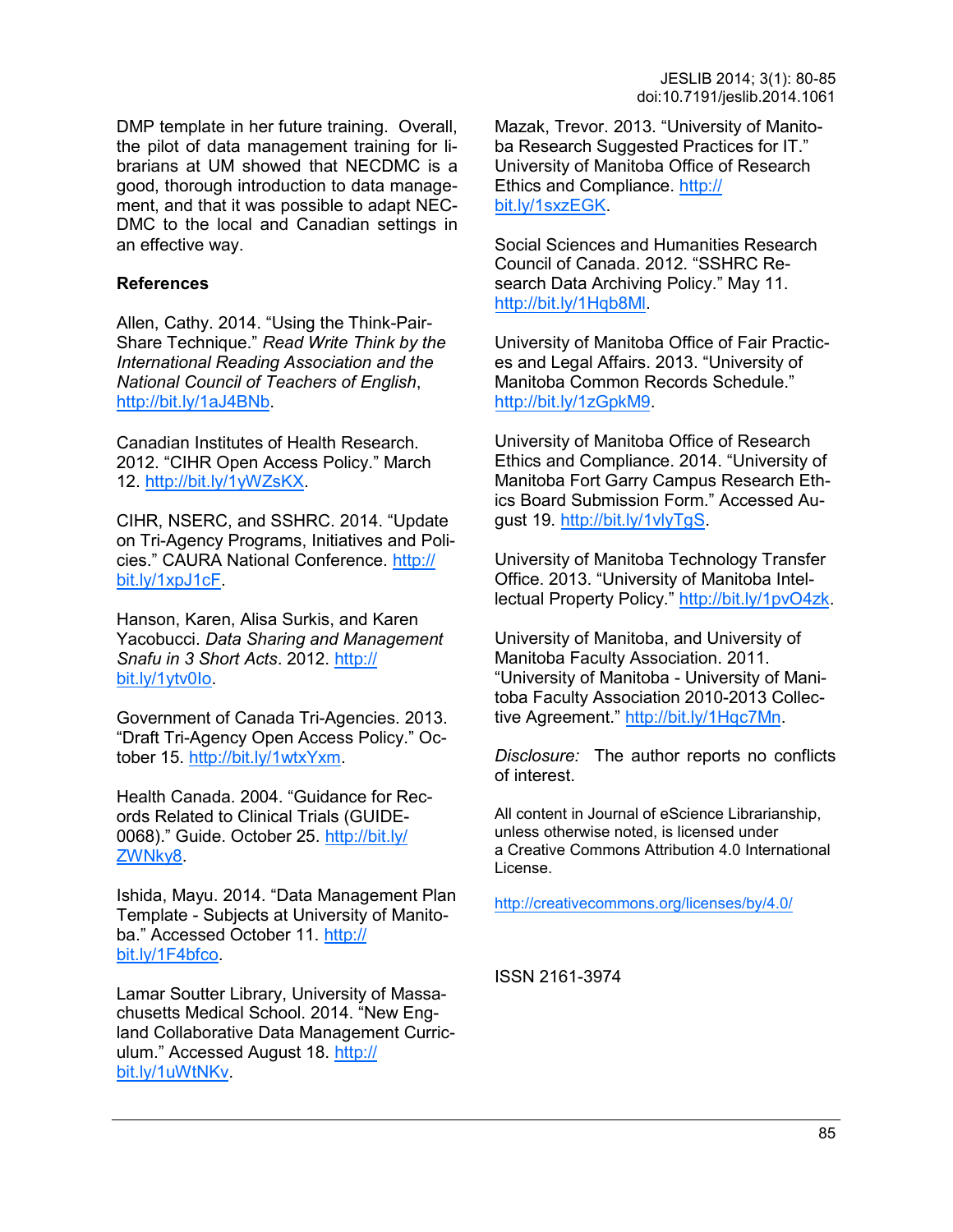DMP template in her future training. Overall, the pilot of data management training for librarians at UM showed that NECDMC is a good, thorough introduction to data management, and that it was possible to adapt NECDMC to the local and Canadian settings in an effective way.

**References**

Allen, Cathy. 2014. "Using the Think-Pair-Share Technique." *Read Write Think by the International Reading Association and the National Council of Teachers of English*, http://bit.ly/1aJ4BNb.

Canadian Institutes of Health Research. 2012. "CIHR Open Access Policy." March 12. http://bit.ly/1yWZsKX.

CIHR, NSERC, and SSHRC. 2014. "Update on Tri-Agency Programs, Initiatives and Policies." CAURA National Conference. http://bit.ly/1xpJ1cF.

Hanson, Karen, Alisa Surkis, and Karen Yacobucci. *Data Sharing and Management Snafu in 3 Short Acts*. 2012. http://bit.ly/1ytv0lo.

Government of Canada Tri-Agencies. 2013. "Draft Tri-Agency Open Access Policy." October 15. http://bit.ly/1wtxYxm.

Health Canada. 2004. "Guidance for Records Related to Clinical Trials (GUIDE-0068)." Guide. October 25. http://bit.ly/ZWNky8.

Ishida, Mayu. 2014. "Data Management Plan Template - Subjects at University of Manitoba." Accessed October 11. http://bit.ly/1F4bfco.

Lamar Soutter Library, University of Massachusetts Medical School. 2014. "New England Collaborative Data Management Curriculum." Accessed August 18. http://bit.ly/1uWtNKv.

Mazak, Trevor. 2013. "University of Manitoba Research Suggested Practices for IT." University of Manitoba Office of Research Ethics and Compliance. http://bit.ly/1sxzEGK.

Social Sciences and Humanities Research Council of Canada. 2012. "SSHRC Research Data Archiving Policy." May 11. http://bit.ly/1Hqb8Ml.

University of Manitoba Office of Fair Practices and Legal Affairs. 2013. "University of Manitoba Common Records Schedule." http://bit.ly/1zGpkM9.

University of Manitoba Office of Research Ethics and Compliance. 2014. "University of Manitoba Fort Garry Campus Research Ethics Board Submission Form." Accessed August 19. http://bit.ly/1vlyTgS.

University of Manitoba Technology Transfer Office. 2013. "University of Manitoba Intellectual Property Policy." http://bit.ly/1pvO4zk.

University of Manitoba, and University of Manitoba Faculty Association. 2011. "University of Manitoba - University of Manitoba Faculty Association 2010-2013 Collective Agreement." http://bit.ly/1Hqc7Mn.

*Disclosure:* The author reports no conflicts of interest.

All content in Journal of eScience Librarianship, unless otherwise noted, is licensed under a Creative Commons Attribution 4.0 International License.

http://creativecommons.org/licenses/by/4.0/

ISSN 2161-3974